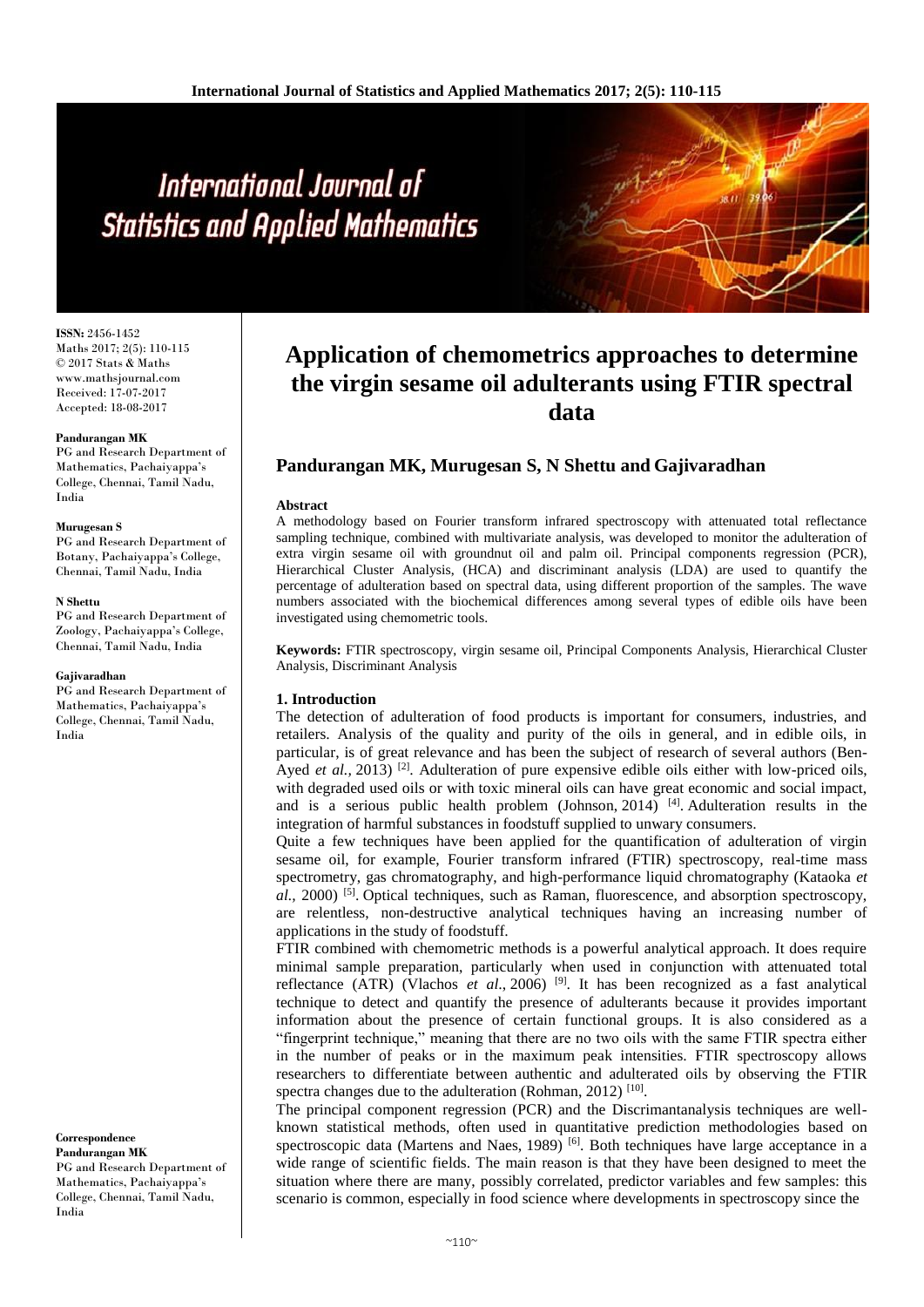# Application of chemometrics approaches to determine the virgin sesame oil adulterants using FTIR spectral data

**Pandurangan MK, Murugesan S, N Shettu and Gajivaradhan**

ISSN: 2456-1452
Maths 2017; 2(5): 110-115
© 2017 Stats & Maths
www.mathsjournal.com
Received: 17-07-2017
Accepted: 18-08-2017

**Pandurangan MK**
PG and Research Department of Mathematics, Pachaiyappa's College, Chennai, Tamil Nadu, India

**Murugesan S**
PG and Research Department of Botany, Pachaiyappa's College, Chennai, Tamil Nadu, India

**N Shettu**
PG and Research Department of Zoology, Pachaiyappa's College, Chennai, Tamil Nadu, India

**Gajivaradhan**
PG and Research Department of Mathematics, Pachaiyappa's College, Chennai, Tamil Nadu, India

**Correspondence**
**Pandurangan MK**
PG and Research Department of Mathematics, Pachaiyappa's College, Chennai, Tamil Nadu, India

#### Abstract

A methodology based on Fourier transform infrared spectroscopy with attenuated total reflectance sampling technique, combined with multivariate analysis, was developed to monitor the adulteration of extra virgin sesame oil with groundnut oil and palm oil. Principal components regression (PCR), Hierarchical Cluster Analysis, (HCA) and discriminant analysis (LDA) are used to quantify the percentage of adulteration based on spectral data, using different proportion of the samples. The wave numbers associated with the biochemical differences among several types of edible oils have been investigated using chemometric tools.

**Keywords:** FTIR spectroscopy, virgin sesame oil, Principal Components Analysis, Hierarchical Cluster Analysis, Discriminant Analysis

## 1. Introduction

The detection of adulteration of food products is important for consumers, industries, and retailers. Analysis of the quality and purity of the oils in general, and in edible oils, in particular, is of great relevance and has been the subject of research of several authors (Ben-Ayed *et al.,* 2013) [2]. Adulteration of pure expensive edible oils either with low-priced oils, with degraded used oils or with toxic mineral oils can have great economic and social impact, and is a serious public health problem (Johnson, 2014) [4]. Adulteration results in the integration of harmful substances in foodstuff supplied to unwary consumers.

Quite a few techniques have been applied for the quantification of adulteration of virgin sesame oil, for example, Fourier transform infrared (FTIR) spectroscopy, real-time mass spectrometry, gas chromatography, and high-performance liquid chromatography (Kataoka *et al.,* 2000) [5]. Optical techniques, such as Raman, fluorescence, and absorption spectroscopy, are relentless, non-destructive analytical techniques having an increasing number of applications in the study of foodstuff.

FTIR combined with chemometric methods is a powerful analytical approach. It does require minimal sample preparation, particularly when used in conjunction with attenuated total reflectance (ATR) (Vlachos *et al.*, 2006) [9]. It has been recognized as a fast analytical technique to detect and quantify the presence of adulterants because it provides important information about the presence of certain functional groups. It is also considered as a "fingerprint technique," meaning that there are no two oils with the same FTIR spectra either in the number of peaks or in the maximum peak intensities. FTIR spectroscopy allows researchers to differentiate between authentic and adulterated oils by observing the FTIR spectra changes due to the adulteration (Rohman, 2012) [10].

The principal component regression (PCR) and the Discrimantanalysis techniques are well-known statistical methods, often used in quantitative prediction methodologies based on spectroscopic data (Martens and Naes, 1989) [6]. Both techniques have large acceptance in a wide range of scientific fields. The main reason is that they have been designed to meet the situation where there are many, possibly correlated, predictor variables and few samples: this scenario is common, especially in food science where developments in spectroscopy since the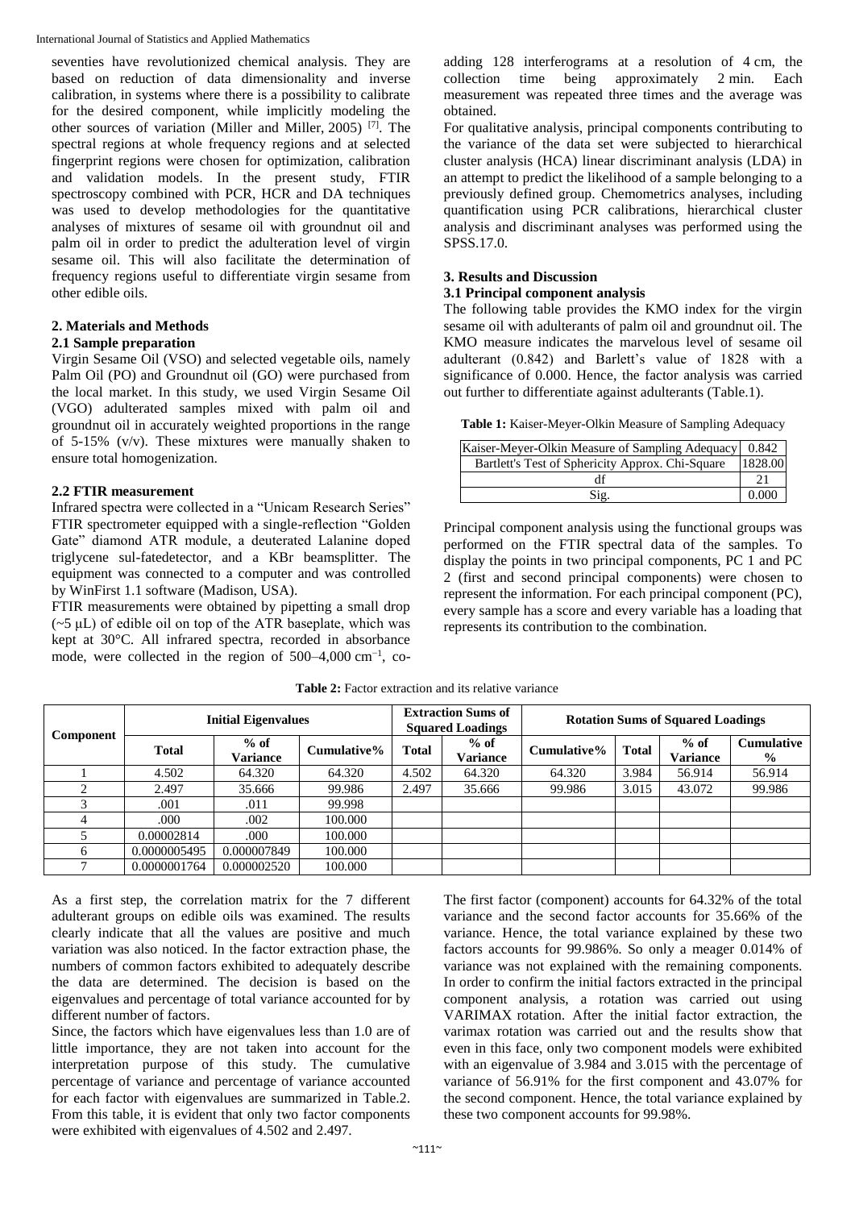seventies have revolutionized chemical analysis. They are based on reduction of data dimensionality and inverse calibration, in systems where there is a possibility to calibrate for the desired component, while implicitly modeling the other sources of variation (Miller and Miller, 2005) [7]. The spectral regions at whole frequency regions and at selected fingerprint regions were chosen for optimization, calibration and validation models. In the present study, FTIR spectroscopy combined with PCR, HCR and DA techniques was used to develop methodologies for the quantitative analyses of mixtures of sesame oil with groundnut oil and palm oil in order to predict the adulteration level of virgin sesame oil. This will also facilitate the determination of frequency regions useful to differentiate virgin sesame from other edible oils.

## 2. Materials and Methods

### 2.1 Sample preparation

Virgin Sesame Oil (VSO) and selected vegetable oils, namely Palm Oil (PO) and Groundnut oil (GO) were purchased from the local market. In this study, we used Virgin Sesame Oil (VGO) adulterated samples mixed with palm oil and groundnut oil in accurately weighted proportions in the range of 5-15% (v/v). These mixtures were manually shaken to ensure total homogenization.

### 2.2 FTIR measurement

Infrared spectra were collected in a "Unicam Research Series" FTIR spectrometer equipped with a single-reflection "Golden Gate" diamond ATR module, a deuterated Lalanine doped triglycene sul-fatedetector, and a KBr beamsplitter. The equipment was connected to a computer and was controlled by WinFirst 1.1 software (Madison, USA).

FTIR measurements were obtained by pipetting a small drop (~5 μL) of edible oil on top of the ATR baseplate, which was kept at 30°C. All infrared spectra, recorded in absorbance mode, were collected in the region of 500–4,000 $cm^{-1}$, co-adding 128 interferograms at a resolution of 4 cm, the collection time being approximately 2 min. Each measurement was repeated three times and the average was obtained.

For qualitative analysis, principal components contributing to the variance of the data set were subjected to hierarchical cluster analysis (HCA) linear discriminant analysis (LDA) in an attempt to predict the likelihood of a sample belonging to a previously defined group. Chemometrics analyses, including quantification using PCR calibrations, hierarchical cluster analysis and discriminant analyses was performed using the SPSS.17.0.

## 3. Results and Discussion

### 3.1 Principal component analysis

The following table provides the KMO index for the virgin sesame oil with adulterants of palm oil and groundnut oil. The KMO measure indicates the marvelous level of sesame oil adulterant (0.842) and Barlett's value of 1828 with a significance of 0.000. Hence, the factor analysis was carried out further to differentiate against adulterants (Table.1).

**Table 1:** Kaiser-Meyer-Olkin Measure of Sampling Adequacy

| | |
|---|---|
| Kaiser-Meyer-Olkin Measure of Sampling Adequacy | 0.842 |
| Bartlett's Test of Sphericity Approx. Chi-Square | 1828.00 |
| df | 21 |
| Sig. | 0.000 |

Principal component analysis using the functional groups was performed on the FTIR spectral data of the samples. To display the points in two principal components, PC 1 and PC 2 (first and second principal components) were chosen to represent the information. For each principal component (PC), every sample has a score and every variable has a loading that represents its contribution to the combination.

**Table 2:** Factor extraction and its relative variance

| Component | Initial Eigenvalues | | | Extraction Sums of Squared Loadings | | | Rotation Sums of Squared Loadings | | |
|---|---|---|---|---|---|---|---|---|---|
| | Total | % of Variance | Cumulative% | Total | % of Variance | Cumulative% | Total | % of Variance | Cumulative % |
| 1 | 4.502 | 64.320 | 64.320 | 4.502 | 64.320 | 64.320 | 3.984 | 56.914 | 56.914 |
| 2 | 2.497 | 35.666 | 99.986 | 2.497 | 35.666 | 99.986 | 3.015 | 43.072 | 99.986 |
| 3 | .001 | .011 | 99.998 | | | | | | |
| 4 | .000 | .002 | 100.000 | | | | | | |
| 5 | 0.00002814 | .000 | 100.000 | | | | | | |
| 6 | 0.0000005495 | 0.000007849 | 100.000 | | | | | | |
| 7 | 0.0000001764 | 0.000002520 | 100.000 | | | | | | |

As a first step, the correlation matrix for the 7 different adulterant groups on edible oils was examined. The results clearly indicate that all the values are positive and much variation was also noticed. In the factor extraction phase, the numbers of common factors exhibited to adequately describe the data are determined. The decision is based on the eigenvalues and percentage of total variance accounted for by different number of factors.

Since, the factors which have eigenvalues less than 1.0 are of little importance, they are not taken into account for the interpretation purpose of this study. The cumulative percentage of variance and percentage of variance accounted for each factor with eigenvalues are summarized in Table.2. From this table, it is evident that only two factor components were exhibited with eigenvalues of 4.502 and 2.497.

The first factor (component) accounts for 64.32% of the total variance and the second factor accounts for 35.66% of the variance. Hence, the total variance explained by these two factors accounts for 99.986%. So only a meager 0.014% of variance was not explained with the remaining components. In order to confirm the initial factors extracted in the principal component analysis, a rotation was carried out using VARIMAX rotation. After the initial factor extraction, the varimax rotation was carried out and the results show that even in this face, only two component models were exhibited with an eigenvalue of 3.984 and 3.015 with the percentage of variance of 56.91% for the first component and 43.07% for the second component. Hence, the total variance explained by these two component accounts for 99.98%.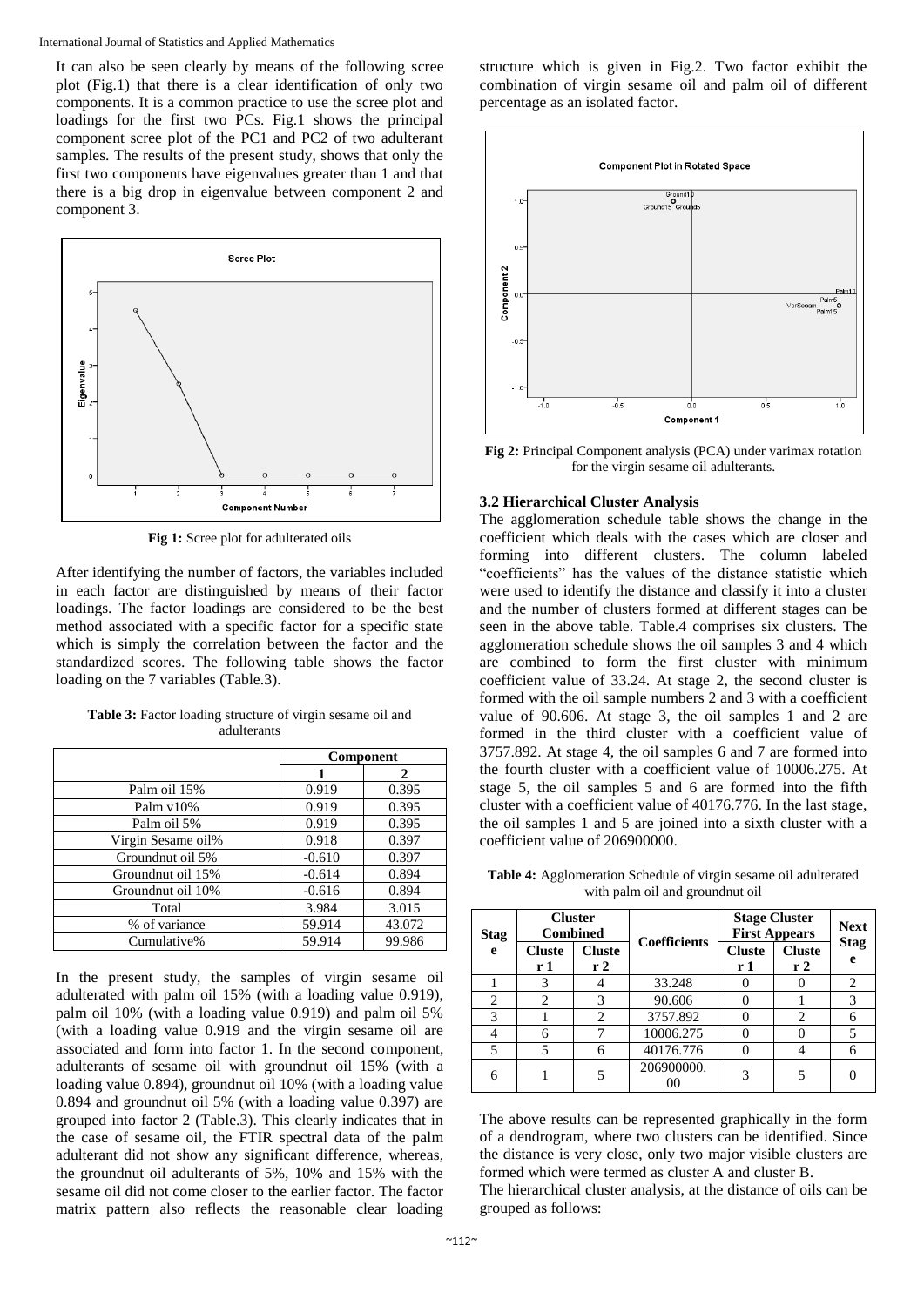It can also be seen clearly by means of the following scree plot (Fig.1) that there is a clear identification of only two components. It is a common practice to use the scree plot and loadings for the first two PCs. Fig.1 shows the principal component scree plot of the PC1 and PC2 of two adulterant samples. The results of the present study, shows that only the first two components have eigenvalues greater than 1 and that there is a big drop in eigenvalue between component 2 and component 3.

**Fig 1:** Scree plot for adulterated oils

After identifying the number of factors, the variables included in each factor are distinguished by means of their factor loadings. The factor loadings are considered to be the best method associated with a specific factor for a specific state which is simply the correlation between the factor and the standardized scores. The following table shows the factor loading on the 7 variables (Table.3).

**Table 3:** Factor loading structure of virgin sesame oil and adulterants

| | Component | |
|---|---|---|
| | 1 | 2 |
| Palm oil 15% | 0.919 | 0.395 |
| Palm v10% | 0.919 | 0.395 |
| Palm oil 5% | 0.919 | 0.395 |
| Virgin Sesame oil% | 0.918 | 0.397 |
| Groundnut oil 5% | -0.610 | 0.397 |
| Groundnut oil 15% | -0.614 | 0.894 |
| Groundnut oil 10% | -0.616 | 0.894 |
| Total | 3.984 | 3.015 |
| % of variance | 59.914 | 43.072 |
| Cumulative% | 59.914 | 99.986 |

In the present study, the samples of virgin sesame oil adulterated with palm oil 15% (with a loading value 0.919), palm oil 10% (with a loading value 0.919) and palm oil 5% (with a loading value 0.919 and the virgin sesame oil are associated and form into factor 1. In the second component, adulterants of sesame oil with groundnut oil 15% (with a loading value 0.894), groundnut oil 10% (with a loading value 0.894 and groundnut oil 5% (with a loading value 0.397) are grouped into factor 2 (Table.3). This clearly indicates that in the case of sesame oil, the FTIR spectral data of the palm adulterant did not show any significant difference, whereas, the groundnut oil adulterants of 5%, 10% and 15% with the sesame oil did not come closer to the earlier factor. The factor matrix pattern also reflects the reasonable clear loading structure which is given in Fig.2. Two factor exhibit the combination of virgin sesame oil and palm oil of different percentage as an isolated factor.

**Fig 2:** Principal Component analysis (PCA) under varimax rotation for the virgin sesame oil adulterants.

### 3.2 Hierarchical Cluster Analysis

The agglomeration schedule table shows the change in the coefficient which deals with the cases which are closer and forming into different clusters. The column labeled "coefficients" has the values of the distance statistic which were used to identify the distance and classify it into a cluster and the number of clusters formed at different stages can be seen in the above table. Table.4 comprises six clusters. The agglomeration schedule shows the oil samples 3 and 4 which are combined to form the first cluster with minimum coefficient value of 33.24. At stage 2, the second cluster is formed with the oil sample numbers 2 and 3 with a coefficient value of 90.606. At stage 3, the oil samples 1 and 2 are formed in the third cluster with a coefficient value of 3757.892. At stage 4, the oil samples 6 and 7 are formed into the fourth cluster with a coefficient value of 10006.275. At stage 5, the oil samples 5 and 6 are formed into the fifth cluster with a coefficient value of 40176.776. In the last stage, the oil samples 1 and 5 are joined into a sixth cluster with a coefficient value of 206900000.

**Table 4:** Agglomeration Schedule of virgin sesame oil adulterated with palm oil and groundnut oil

| Stage | Cluster Combined | | Coefficients | Stage Cluster First Appears | | Next Stage |
|---|---|---|---|---|---|---|
| | Cluster 1 | Cluster 2 | | Cluster 1 | Cluster 2 | |
| 1 | 3 | 4 | 33.248 | 0 | 0 | 2 |
| 2 | 2 | 3 | 90.606 | 0 | 1 | 3 |
| 3 | 1 | 2 | 3757.892 | 0 | 2 | 6 |
| 4 | 6 | 7 | 10006.275 | 0 | 0 | 5 |
| 5 | 5 | 6 | 40176.776 | 0 | 4 | 6 |
| 6 | 1 | 5 | 206900000.00 | 3 | 5 | 0 |

The above results can be represented graphically in the form of a dendrogram, where two clusters can be identified. Since the distance is very close, only two major visible clusters are formed which were termed as cluster A and cluster B.

The hierarchical cluster analysis, at the distance of oils can be grouped as follows: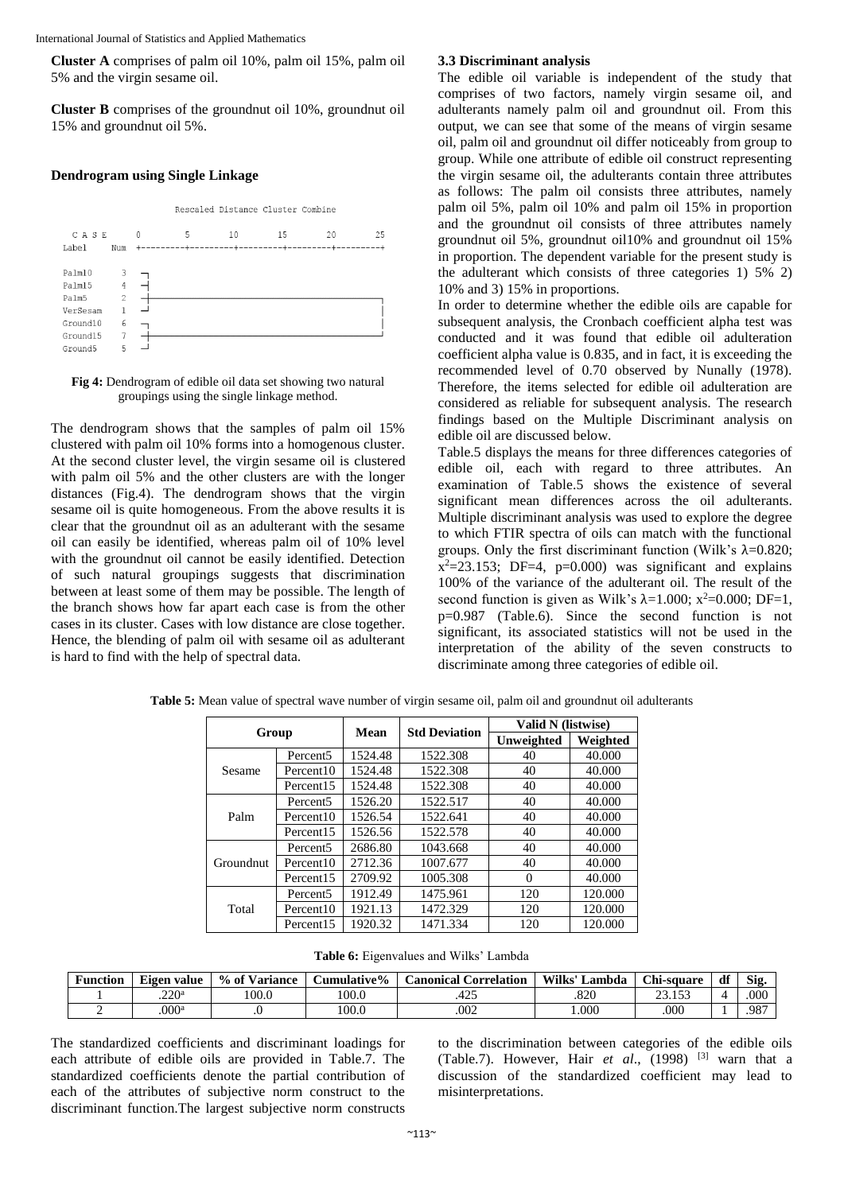**Cluster A** comprises of palm oil 10%, palm oil 15%, palm oil 5% and the virgin sesame oil.

**Cluster B** comprises of the groundnut oil 10%, groundnut oil 15% and groundnut oil 5%.

**Dendrogram using Single Linkage**

```
                         Rescaled Distance Cluster Combine

  C A S E        0         5        10        15        20        25
  Label     Num  +---------+---------+---------+---------+---------+

  Palm10      3
  Palm15      4
  Palm5       2
  VerSesam    1
  Ground10    6
  Ground15    7
  Ground5     5
```

**Fig 4:** Dendrogram of edible oil data set showing two natural groupings using the single linkage method.

The dendrogram shows that the samples of palm oil 15% clustered with palm oil 10% forms into a homogenous cluster. At the second cluster level, the virgin sesame oil is clustered with palm oil 5% and the other clusters are with the longer distances (Fig.4). The dendrogram shows that the virgin sesame oil is quite homogeneous. From the above results it is clear that the groundnut oil as an adulterant with the sesame oil can easily be identified, whereas palm oil of 10% level with the groundnut oil cannot be easily identified. Detection of such natural groupings suggests that discrimination between at least some of them may be possible. The length of the branch shows how far apart each case is from the other cases in its cluster. Cases with low distance are close together. Hence, the blending of palm oil with sesame oil as adulterant is hard to find with the help of spectral data.

### 3.3 Discriminant analysis

The edible oil variable is independent of the study that comprises of two factors, namely virgin sesame oil, and adulterants namely palm oil and groundnut oil. From this output, we can see that some of the means of virgin sesame oil, palm oil and groundnut oil differ noticeably from group to group. While one attribute of edible oil construct representing the virgin sesame oil, the adulterants contain three attributes as follows: The palm oil consists three attributes, namely palm oil 5%, palm oil 10% and palm oil 15% in proportion and the groundnut oil consists of three attributes namely groundnut oil 5%, groundnut oil10% and groundnut oil 15% in proportion. The dependent variable for the present study is the adulterant which consists of three categories 1) 5% 2) 10% and 3) 15% in proportions.

In order to determine whether the edible oils are capable for subsequent analysis, the Cronbach coefficient alpha test was conducted and it was found that edible oil adulteration coefficient alpha value is 0.835, and in fact, it is exceeding the recommended level of 0.70 observed by Nunally (1978). Therefore, the items selected for edible oil adulteration are considered as reliable for subsequent analysis. The research findings based on the Multiple Discriminant analysis on edible oil are discussed below.

Table.5 displays the means for three differences categories of edible oil, each with regard to three attributes. An examination of Table.5 shows the existence of several significant mean differences across the oil adulterants. Multiple discriminant analysis was used to explore the degree to which FTIR spectra of oils can match with the functional groups. Only the first discriminant function (Wilk's $\lambda$=0.820; $x^2$=23.153; DF=4, p=0.000) was significant and explains 100% of the variance of the adulterant oil. The result of the second function is given as Wilk's $\lambda$=1.000; $x^2$=0.000; DF=1, p=0.987 (Table.6). Since the second function is not significant, its associated statistics will not be used in the interpretation of the ability of the seven constructs to discriminate among three categories of edible oil.

**Table 5:** Mean value of spectral wave number of virgin sesame oil, palm oil and groundnut oil adulterants

| Group | | Mean | Std Deviation | Valid N (listwise) | |
|---|---|---|---|---|---|
| | | | | Unweighted | Weighted |
| Sesame | Percent5 | 1524.48 | 1522.308 | 40 | 40.000 |
| | Percent10 | 1524.48 | 1522.308 | 40 | 40.000 |
| | Percent15 | 1524.48 | 1522.308 | 40 | 40.000 |
| Palm | Percent5 | 1526.20 | 1522.517 | 40 | 40.000 |
| | Percent10 | 1526.54 | 1522.641 | 40 | 40.000 |
| | Percent15 | 1526.56 | 1522.578 | 40 | 40.000 |
| Groundnut | Percent5 | 2686.80 | 1043.668 | 40 | 40.000 |
| | Percent10 | 2712.36 | 1007.677 | 40 | 40.000 |
| | Percent15 | 2709.92 | 1005.308 | 0 | 40.000 |
| Total | Percent5 | 1912.49 | 1475.961 | 120 | 120.000 |
| | Percent10 | 1921.13 | 1472.329 | 120 | 120.000 |
| | Percent15 | 1920.32 | 1471.334 | 120 | 120.000 |

**Table 6:** Eigenvalues and Wilks' Lambda

| Function | Eigen value | % of Variance | Cumulative% | Canonical Correlation | Wilks' Lambda | Chi-square | df | Sig. |
|---|---|---|---|---|---|---|---|---|
| 1 | .220[a] | 100.0 | 100.0 | .425 | .820 | 23.153 | 4 | .000 |
| 2 | .000[a] | .0 | 100.0 | .002 | 1.000 | .000 | 1 | .987 |

The standardized coefficients and discriminant loadings for each attribute of edible oils are provided in Table.7. The standardized coefficients denote the partial contribution of each of the attributes of subjective norm construct to the discriminant function.The largest subjective norm constructs to the discrimination between categories of the edible oils (Table.7). However, Hair *et al*., (1998) [3] warn that a discussion of the standardized coefficient may lead to misinterpretations.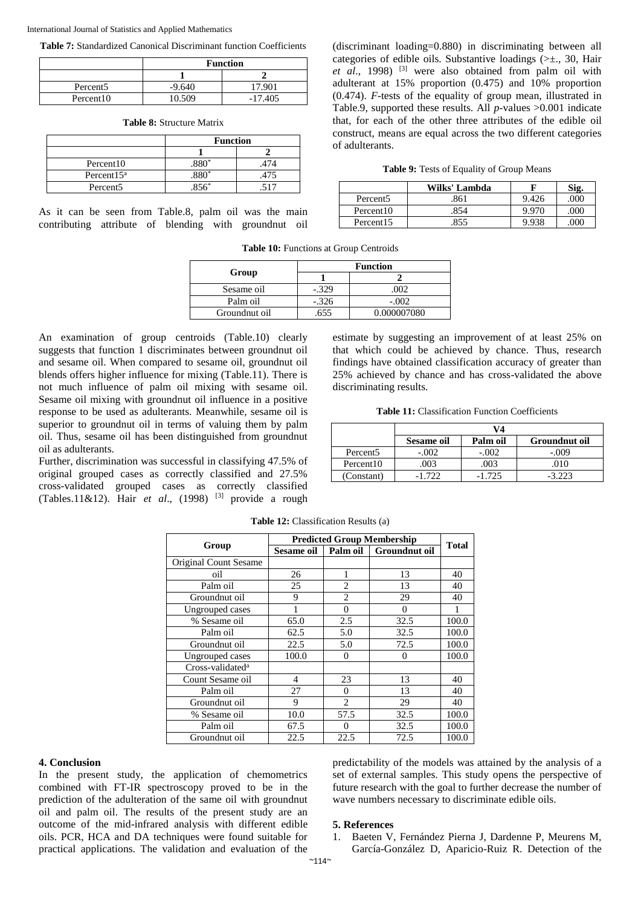**Table 7:** Standardized Canonical Discriminant function Coefficients

| | Function | |
|---|---|---|
| | 1 | 2 |
| Percent5 | -9.640 | 17.901 |
| Percent10 | 10.509 | -17.405 |

**Table 8:** Structure Matrix

| | Function | |
|---|---|---|
| | 1 | 2 |
| Percent10 | .880* | .474 |
| Percent15[a] | .880* | .475 |
| Percent5 | .856* | .517 |

As it can be seen from Table.8, palm oil was the main contributing attribute of blending with groundnut oil (discriminant loading=0.880) in discriminating between all categories of edible oils. Substantive loadings (>±., 30, Hair *et al*., 1998) [3] were also obtained from palm oil with adulterant at 15% proportion (0.475) and 10% proportion (0.474). *F*-tests of the equality of group mean, illustrated in Table.9, supported these results. All *p*-values >0.001 indicate that, for each of the other three attributes of the edible oil construct, means are equal across the two different categories of adulterants.

**Table 9:** Tests of Equality of Group Means

| | Wilks' Lambda | F | Sig. |
|---|---|---|---|
| Percent5 | .861 | 9.426 | .000 |
| Percent10 | .854 | 9.970 | .000 |
| Percent15 | .855 | 9.938 | .000 |

**Table 10:** Functions at Group Centroids

| Group | Function | |
|---|---|---|
| | 1 | 2 |
| Sesame oil | -.329 | .002 |
| Palm oil | -.326 | -.002 |
| Groundnut oil | .655 | 0.000007080 |

An examination of group centroids (Table.10) clearly suggests that function 1 discriminates between groundnut oil and sesame oil. When compared to sesame oil, groundnut oil blends offers higher influence for mixing (Table.11). There is not much influence of palm oil mixing with sesame oil. Sesame oil mixing with groundnut oil influence in a positive response to be used as adulterants. Meanwhile, sesame oil is superior to groundnut oil in terms of valuing them by palm oil. Thus, sesame oil has been distinguished from groundnut oil as adulterants.

Further, discrimination was successful in classifying 47.5% of original grouped cases as correctly classified and 27.5% cross-validated grouped cases as correctly classified (Tables.11&12). Hair *et al*., (1998) [3] provide a rough estimate by suggesting an improvement of at least 25% on that which could be achieved by chance. Thus, research findings have obtained classification accuracy of greater than 25% achieved by chance and has cross-validated the above discriminating results.

**Table 11:** Classification Function Coefficients

| | V4 | | |
|---|---|---|---|
| | Sesame oil | Palm oil | Groundnut oil |
| Percent5 | -.002 | -.002 | -.009 |
| Percent10 | .003 | .003 | .010 |
| (Constant) | -1.722 | -1.725 | -3.223 |

**Table 12:** Classification Results (a)

| Group | Predicted Group Membership | | | Total |
|---|---|---|---|---|
| | Sesame oil | Palm oil | Groundnut oil | |
| Original Count Sesame | | | | |
| oil | 26 | 1 | 13 | 40 |
| Palm oil | 25 | 2 | 13 | 40 |
| Groundnut oil | 9 | 2 | 29 | 40 |
| Ungrouped cases | 1 | 0 | 0 | 1 |
| % Sesame oil | 65.0 | 2.5 | 32.5 | 100.0 |
| Palm oil | 62.5 | 5.0 | 32.5 | 100.0 |
| Groundnut oil | 22.5 | 5.0 | 72.5 | 100.0 |
| Ungrouped cases | 100.0 | 0 | 0 | 100.0 |
| Cross-validated[a] | | | | |
| Count Sesame oil | 4 | 23 | 13 | 40 |
| Palm oil | 27 | 0 | 13 | 40 |
| Groundnut oil | 9 | 2 | 29 | 40 |
| % Sesame oil | 10.0 | 57.5 | 32.5 | 100.0 |
| Palm oil | 67.5 | 0 | 32.5 | 100.0 |
| Groundnut oil | 22.5 | 22.5 | 72.5 | 100.0 |

## 4. Conclusion

In the present study, the application of chemometrics combined with FT-IR spectroscopy proved to be in the prediction of the adulteration of the same oil with groundnut oil and palm oil. The results of the present study are an outcome of the mid-infrared analysis with different edible oils. PCR, HCA and DA techniques were found suitable for practical applications. The validation and evaluation of the predictability of the models was attained by the analysis of a set of external samples. This study opens the perspective of future research with the goal to further decrease the number of wave numbers necessary to discriminate edible oils.

## 5. References

1. Baeten V, Fernández Pierna J, Dardenne P, Meurens M, García-González D, Aparicio-Ruiz R. Detection of the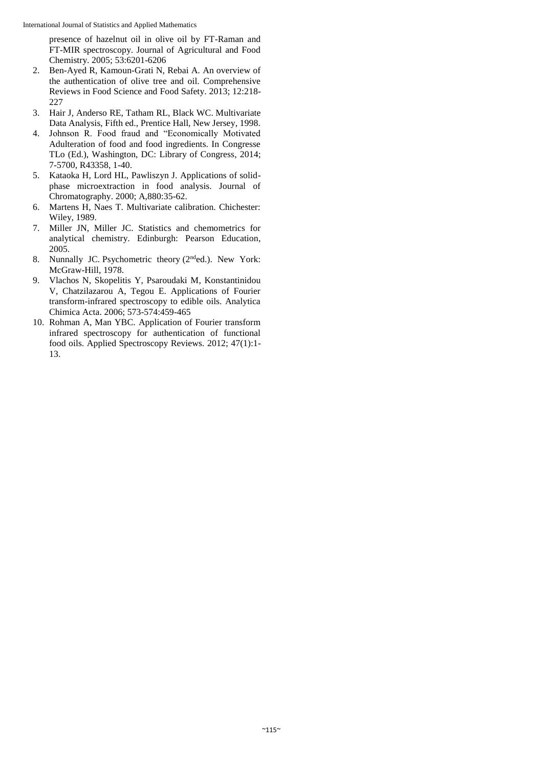presence of hazelnut oil in olive oil by FT-Raman and FT-MIR spectroscopy. Journal of Agricultural and Food Chemistry. 2005; 53:6201-6206

2. Ben-Ayed R, Kamoun-Grati N, Rebai A. An overview of the authentication of olive tree and oil. Comprehensive Reviews in Food Science and Food Safety. 2013; 12:218-227
3. Hair J, Anderso RE, Tatham RL, Black WC. Multivariate Data Analysis, Fifth ed., Prentice Hall, New Jersey, 1998.
4. Johnson R. Food fraud and "Economically Motivated Adulteration of food and food ingredients. In Congresse TLo (Ed.), Washington, DC: Library of Congress, 2014; 7-5700, R43358, 1-40.
5. Kataoka H, Lord HL, Pawliszyn J. Applications of solid-phase microextraction in food analysis. Journal of Chromatography. 2000; A,880:35-62.
6. Martens H, Naes T. Multivariate calibration. Chichester: Wiley, 1989.
7. Miller JN, Miller JC. Statistics and chemometrics for analytical chemistry. Edinburgh: Pearson Education, 2005.
8. Nunnally JC. Psychometric theory (2nd ed.). New York: McGraw-Hill, 1978.
9. Vlachos N, Skopelitis Y, Psaroudaki M, Konstantinidou V, Chatzilazarou A, Tegou E. Applications of Fourier transform-infrared spectroscopy to edible oils. Analytica Chimica Acta. 2006; 573-574:459-465
10. Rohman A, Man YBC. Application of Fourier transform infrared spectroscopy for authentication of functional food oils. Applied Spectroscopy Reviews. 2012; 47(1):1-13.